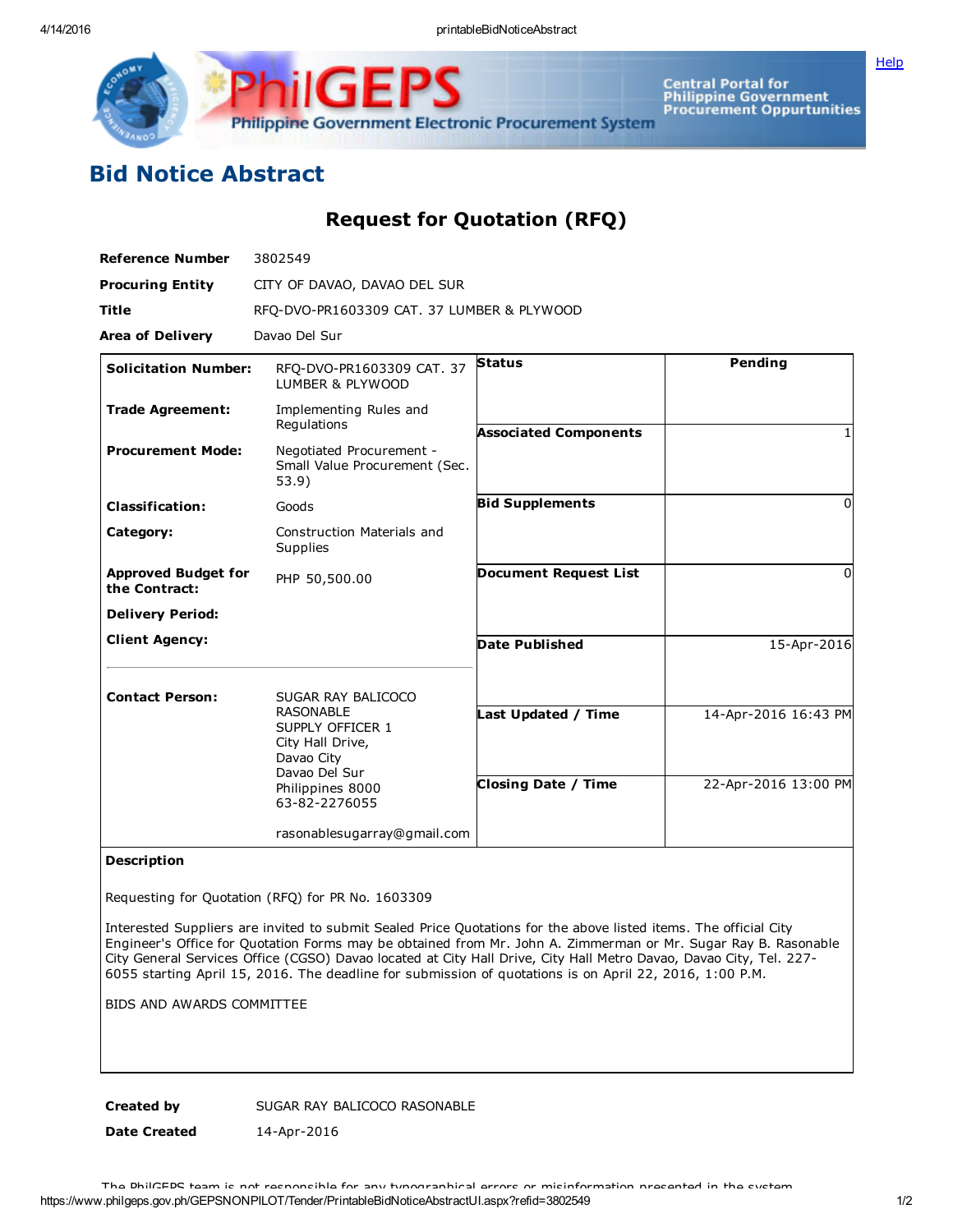# Bid Notice Abstract

## Request for Quotation (RFQ)

| | |
|---|---|
| **Reference Number** | 3802549 |
| **Procuring Entity** | CITY OF DAVAO, DAVAO DEL SUR |
| **Title** | RFQ-DVO-PR1603309 CAT. 37 LUMBER & PLYWOOD |
| **Area of Delivery** | Davao Del Sur |

| | | | |
|---|---|---|---|
| **Solicitation Number:** | RFQ-DVO-PR1603309 CAT. 37 LUMBER & PLYWOOD | **Status** | Pending |
| **Trade Agreement:** | Implementing Rules and Regulations | **Associated Components** | 1 |
| **Procurement Mode:** | Negotiated Procurement - Small Value Procurement (Sec. 53.9) | **Bid Supplements** | 0 |
| **Classification:** | Goods | **Document Request List** | 0 |
| **Category:** | Construction Materials and Supplies | **Date Published** | 15-Apr-2016 |
| **Approved Budget for the Contract:** | PHP 50,500.00 | **Last Updated / Time** | 14-Apr-2016 16:43 PM |
| **Delivery Period:** | | **Closing Date / Time** | 22-Apr-2016 13:00 PM |
| **Client Agency:** | | | |
| **Contact Person:** | SUGAR RAY BALICOCO RASONABLE<br>SUPPLY OFFICER 1<br>City Hall Drive,<br>Davao City<br>Davao Del Sur<br>Philippines 8000<br>63-82-2276055<br><br>rasonablesugarray@gmail.com | | |

**Description**

Requesting for Quotation (RFQ) for PR No. 1603309

Interested Suppliers are invited to submit Sealed Price Quotations for the above listed items. The official City Engineer's Office for Quotation Forms may be obtained from Mr. John A. Zimmerman or Mr. Sugar Ray B. Rasonable City General Services Office (CGSO) Davao located at City Hall Drive, City Hall Metro Davao, Davao City, Tel. 227-6055 starting April 15, 2016. The deadline for submission of quotations is on April 22, 2016, 1:00 P.M.

BIDS AND AWARDS COMMITTEE

| | |
|---|---|
| **Created by** | SUGAR RAY BALICOCO RASONABLE |
| **Date Created** | 14-Apr-2016 |

The PhilGEPS team is not responsible for any typographical errors or misinformation presented in the system.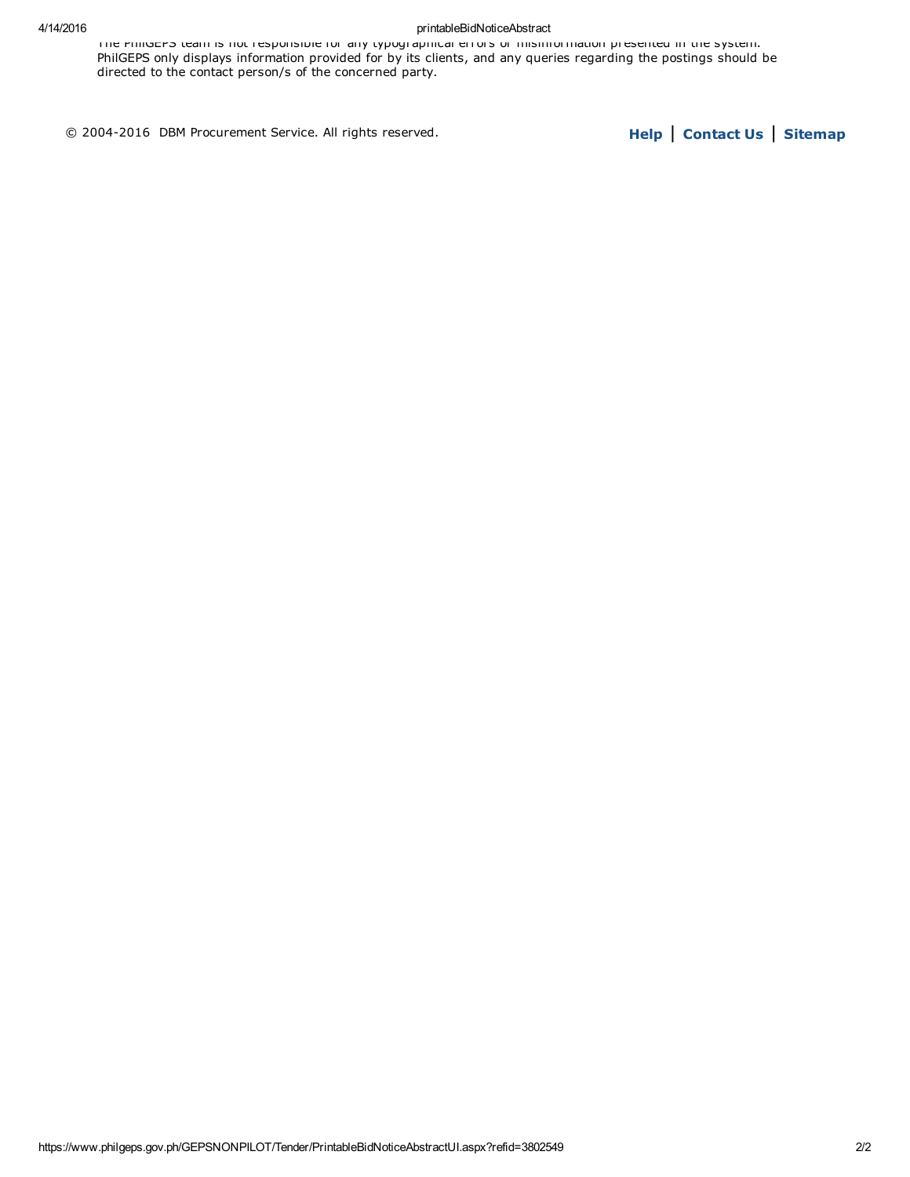The PhilGEPS team is not responsible for any typographical errors or misinformation presented in the system. PhilGEPS only displays information provided for by its clients, and any queries regarding the postings should be directed to the contact person/s of the concerned party.

© 2004-2016 DBM Procurement Service. All rights reserved.

**Help** | **Contact Us** | **Sitemap**